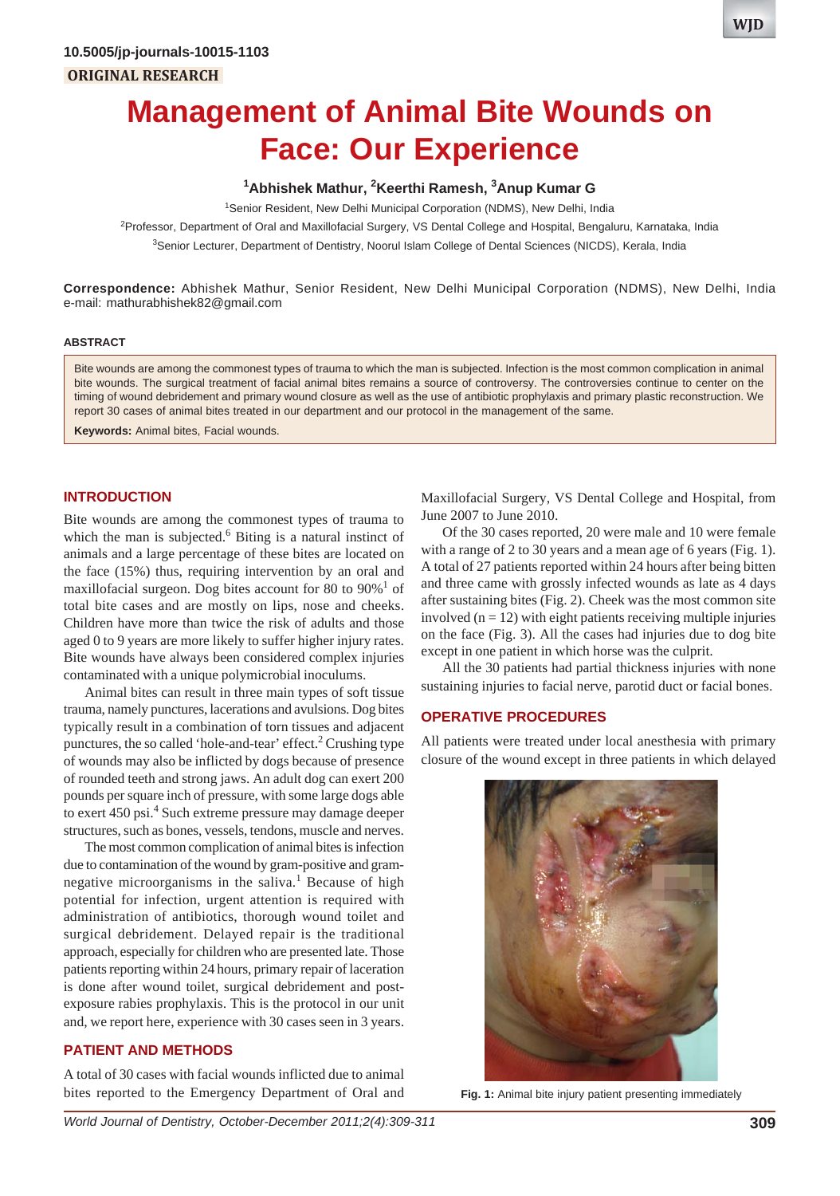10.5005/jp-journals-10015-1103

ORIGINAL RESEARCH

# Management of Animal Bite Wounds on Face: Our Experience

[1]Abhishek Mathur, [2]Keerthi Ramesh, [3]Anup Kumar G

[1]Senior Resident, New Delhi Municipal Corporation (NDMS), New Delhi, India

[2]Professor, Department of Oral and Maxillofacial Surgery, VS Dental College and Hospital, Bengaluru, Karnataka, India

[3]Senior Lecturer, Department of Dentistry, Noorul Islam College of Dental Sciences (NICDS), Kerala, India

**Correspondence:** Abhishek Mathur, Senior Resident, New Delhi Municipal Corporation (NDMS), New Delhi, India e-mail: mathurabhishek82@gmail.com

## ABSTRACT

Bite wounds are among the commonest types of trauma to which the man is subjected. Infection is the most common complication in animal bite wounds. The surgical treatment of facial animal bites remains a source of controversy. The controversies continue to center on the timing of wound debridement and primary wound closure as well as the use of antibiotic prophylaxis and primary plastic reconstruction. We report 30 cases of animal bites treated in our department and our protocol in the management of the same.

**Keywords:** Animal bites, Facial wounds.

## INTRODUCTION

Bite wounds are among the commonest types of trauma to which the man is subjected.[6] Biting is a natural instinct of animals and a large percentage of these bites are located on the face (15%) thus, requiring intervention by an oral and maxillofacial surgeon. Dog bites account for 80 to 90%[1] of total bite cases and are mostly on lips, nose and cheeks. Children have more than twice the risk of adults and those aged 0 to 9 years are more likely to suffer higher injury rates. Bite wounds have always been considered complex injuries contaminated with a unique polymicrobial inoculums.

Animal bites can result in three main types of soft tissue trauma, namely punctures, lacerations and avulsions. Dog bites typically result in a combination of torn tissues and adjacent punctures, the so called 'hole-and-tear' effect.[2] Crushing type of wounds may also be inflicted by dogs because of presence of rounded teeth and strong jaws. An adult dog can exert 200 pounds per square inch of pressure, with some large dogs able to exert 450 psi.[4] Such extreme pressure may damage deeper structures, such as bones, vessels, tendons, muscle and nerves.

The most common complication of animal bites is infection due to contamination of the wound by gram-positive and gram-negative microorganisms in the saliva.[1] Because of high potential for infection, urgent attention is required with administration of antibiotics, thorough wound toilet and surgical debridement. Delayed repair is the traditional approach, especially for children who are presented late. Those patients reporting within 24 hours, primary repair of laceration is done after wound toilet, surgical debridement and post-exposure rabies prophylaxis. This is the protocol in our unit and, we report here, experience with 30 cases seen in 3 years.

## PATIENT AND METHODS

A total of 30 cases with facial wounds inflicted due to animal bites reported to the Emergency Department of Oral and Maxillofacial Surgery, VS Dental College and Hospital, from June 2007 to June 2010.

Of the 30 cases reported, 20 were male and 10 were female with a range of 2 to 30 years and a mean age of 6 years (Fig. 1). A total of 27 patients reported within 24 hours after being bitten and three came with grossly infected wounds as late as 4 days after sustaining bites (Fig. 2). Cheek was the most common site involved (n = 12) with eight patients receiving multiple injuries on the face (Fig. 3). All the cases had injuries due to dog bite except in one patient in which horse was the culprit.

All the 30 patients had partial thickness injuries with none sustaining injuries to facial nerve, parotid duct or facial bones.

## OPERATIVE PROCEDURES

All patients were treated under local anesthesia with primary closure of the wound except in three patients in which delayed

**Fig. 1:** Animal bite injury patient presenting immediately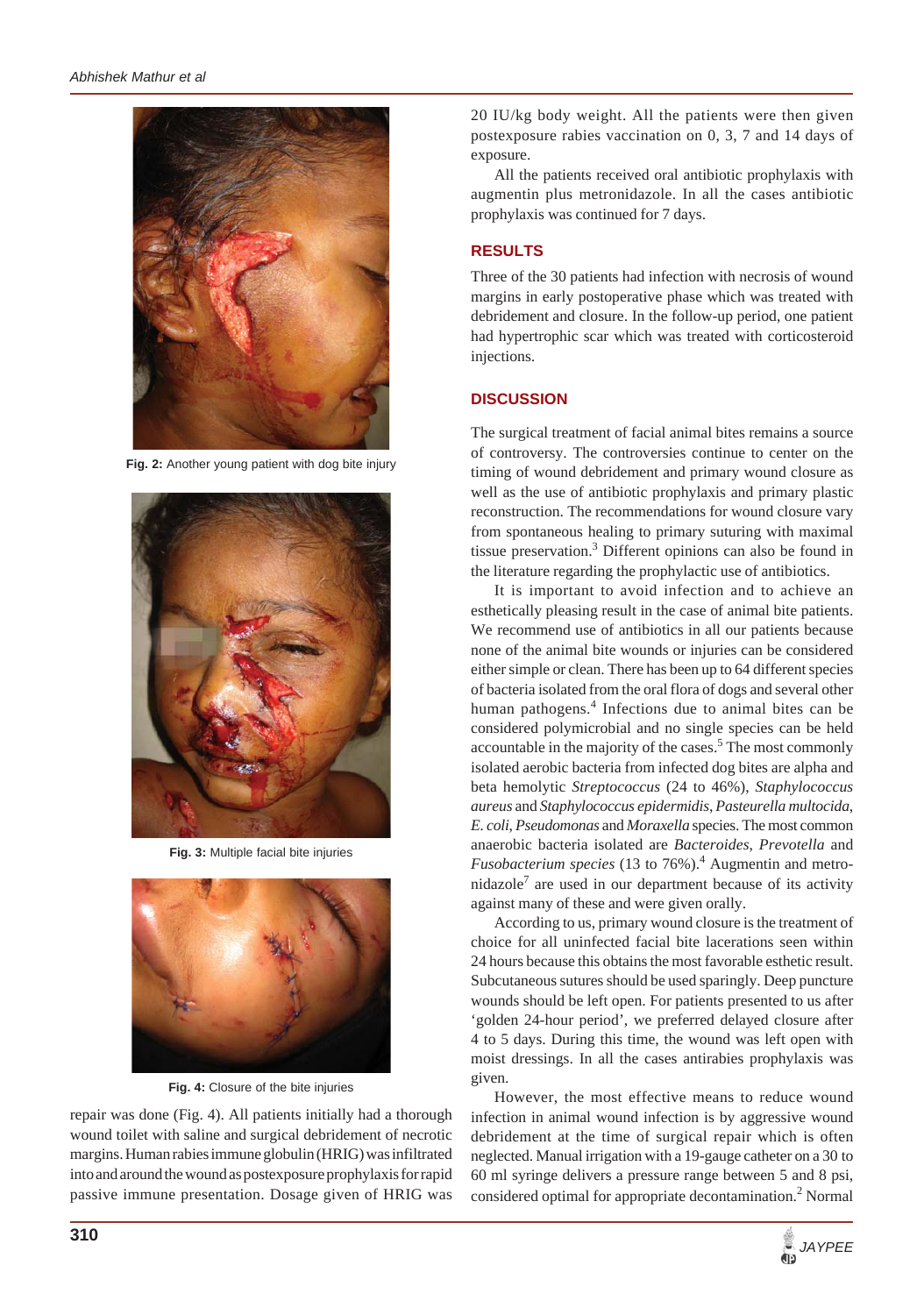Fig. 2: Another young patient with dog bite injury

Fig. 3: Multiple facial bite injuries

Fig. 4: Closure of the bite injuries

repair was done (Fig. 4). All patients initially had a thorough wound toilet with saline and surgical debridement of necrotic margins. Human rabies immune globulin (HRIG) was infiltrated into and around the wound as postexposure prophylaxis for rapid passive immune presentation. Dosage given of HRIG was 20 IU/kg body weight. All the patients were then given postexposure rabies vaccination on 0, 3, 7 and 14 days of exposure.

All the patients received oral antibiotic prophylaxis with augmentin plus metronidazole. In all the cases antibiotic prophylaxis was continued for 7 days.

## RESULTS

Three of the 30 patients had infection with necrosis of wound margins in early postoperative phase which was treated with debridement and closure. In the follow-up period, one patient had hypertrophic scar which was treated with corticosteroid injections.

## DISCUSSION

The surgical treatment of facial animal bites remains a source of controversy. The controversies continue to center on the timing of wound debridement and primary wound closure as well as the use of antibiotic prophylaxis and primary plastic reconstruction. The recommendations for wound closure vary from spontaneous healing to primary suturing with maximal tissue preservation.[3] Different opinions can also be found in the literature regarding the prophylactic use of antibiotics.

It is important to avoid infection and to achieve an esthetically pleasing result in the case of animal bite patients. We recommend use of antibiotics in all our patients because none of the animal bite wounds or injuries can be considered either simple or clean. There has been up to 64 different species of bacteria isolated from the oral flora of dogs and several other human pathogens.[4] Infections due to animal bites can be considered polymicrobial and no single species can be held accountable in the majority of the cases.[5] The most commonly isolated aerobic bacteria from infected dog bites are alpha and beta hemolytic *Streptococcus* (24 to 46%), *Staphylococcus aureus* and *Staphylococcus epidermidis*, *Pasteurella multocida*, *E. coli*, *Pseudomonas* and *Moraxella* species. The most common anaerobic bacteria isolated are *Bacteroides*, *Prevotella* and *Fusobacterium species* (13 to 76%).[4] Augmentin and metronidazole[7] are used in our department because of its activity against many of these and were given orally.

According to us, primary wound closure is the treatment of choice for all uninfected facial bite lacerations seen within 24 hours because this obtains the most favorable esthetic result. Subcutaneous sutures should be used sparingly. Deep puncture wounds should be left open. For patients presented to us after 'golden 24-hour period', we preferred delayed closure after 4 to 5 days. During this time, the wound was left open with moist dressings. In all the cases antirabies prophylaxis was given.

However, the most effective means to reduce wound infection in animal wound infection is by aggressive wound debridement at the time of surgical repair which is often neglected. Manual irrigation with a 19-gauge catheter on a 30 to 60 ml syringe delivers a pressure range between 5 and 8 psi, considered optimal for appropriate decontamination.[2] Normal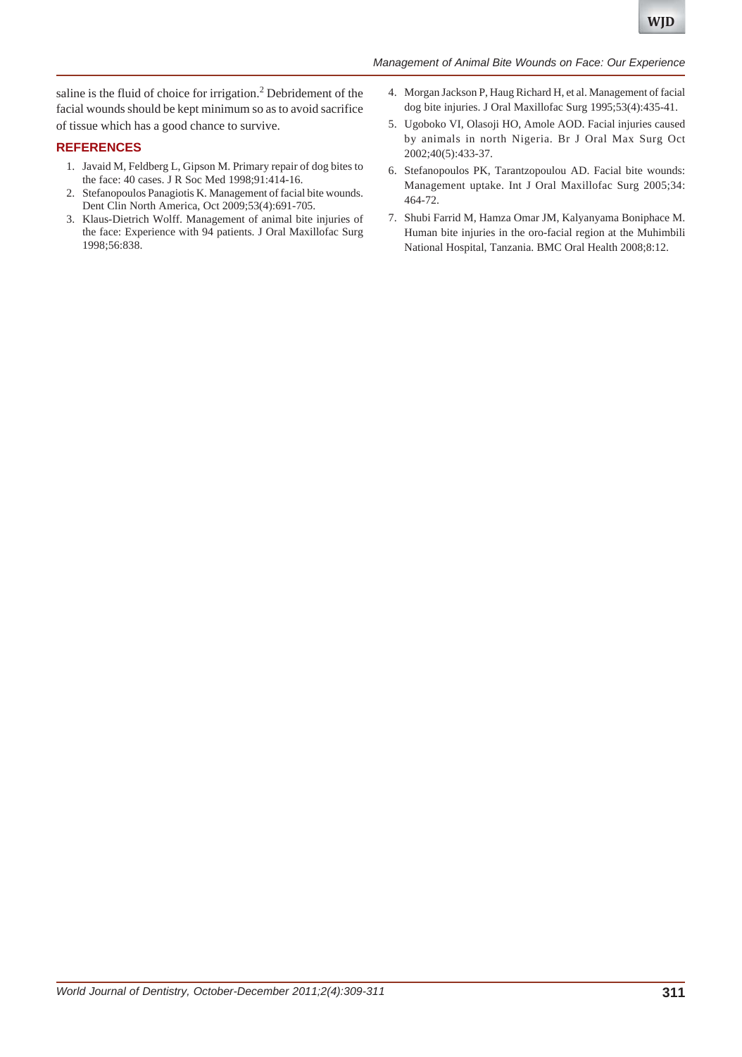saline is the fluid of choice for irrigation.[2] Debridement of the facial wounds should be kept minimum so as to avoid sacrifice of tissue which has a good chance to survive.

## REFERENCES

1. Javaid M, Feldberg L, Gipson M. Primary repair of dog bites to the face: 40 cases. J R Soc Med 1998;91:414-16.
2. Stefanopoulos Panagiotis K. Management of facial bite wounds. Dent Clin North America, Oct 2009;53(4):691-705.
3. Klaus-Dietrich Wolff. Management of animal bite injuries of the face: Experience with 94 patients. J Oral Maxillofac Surg 1998;56:838.
4. Morgan Jackson P, Haug Richard H, et al. Management of facial dog bite injuries. J Oral Maxillofac Surg 1995;53(4):435-41.
5. Ugoboko VI, Olasoji HO, Amole AOD. Facial injuries caused by animals in north Nigeria. Br J Oral Max Surg Oct 2002;40(5):433-37.
6. Stefanopoulos PK, Tarantzopoulou AD. Facial bite wounds: Management uptake. Int J Oral Maxillofac Surg 2005;34: 464-72.
7. Shubi Farrid M, Hamza Omar JM, Kalyanyama Boniphace M. Human bite injuries in the oro-facial region at the Muhimbili National Hospital, Tanzania. BMC Oral Health 2008;8:12.